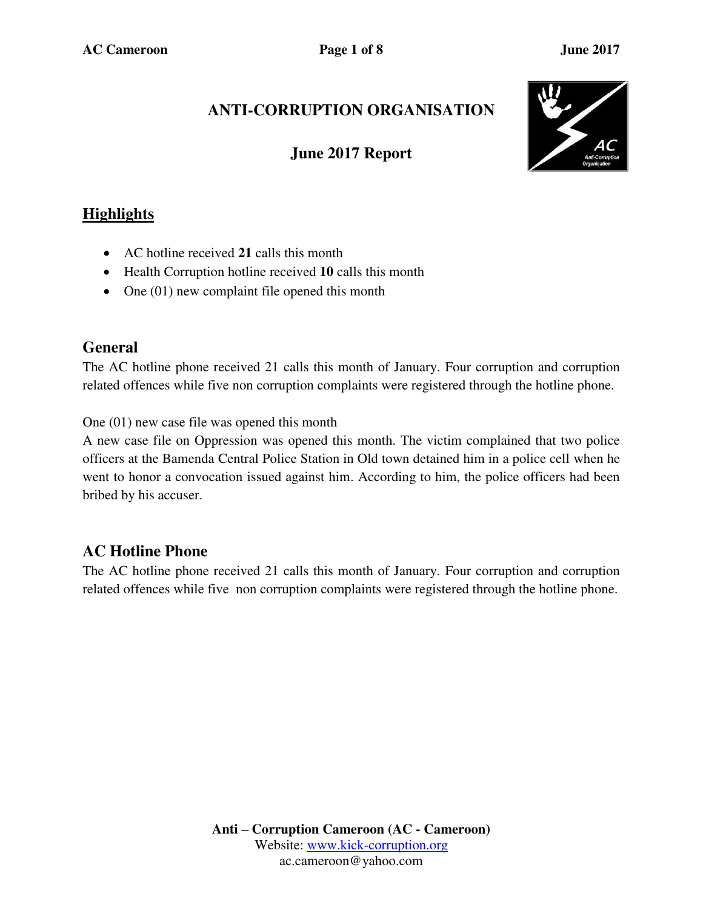# ANTI-CORRUPTION ORGANISATION

## June 2017 Report

## Highlights

- AC hotline received **21** calls this month
- Health Corruption hotline received **10** calls this month
- One (01) new complaint file opened this month

## General

The AC hotline phone received 21 calls this month of January. Four corruption and corruption related offences while five non corruption complaints were registered through the hotline phone.

One (01) new case file was opened this month

A new case file on Oppression was opened this month. The victim complained that two police officers at the Bamenda Central Police Station in Old town detained him in a police cell when he went to honor a convocation issued against him. According to him, the police officers had been bribed by his accuser.

## AC Hotline Phone

The AC hotline phone received 21 calls this month of January. Four corruption and corruption related offences while five non corruption complaints were registered through the hotline phone.

**Anti – Corruption Cameroon (AC - Cameroon)**
Website: www.kick-corruption.org
ac.cameroon@yahoo.com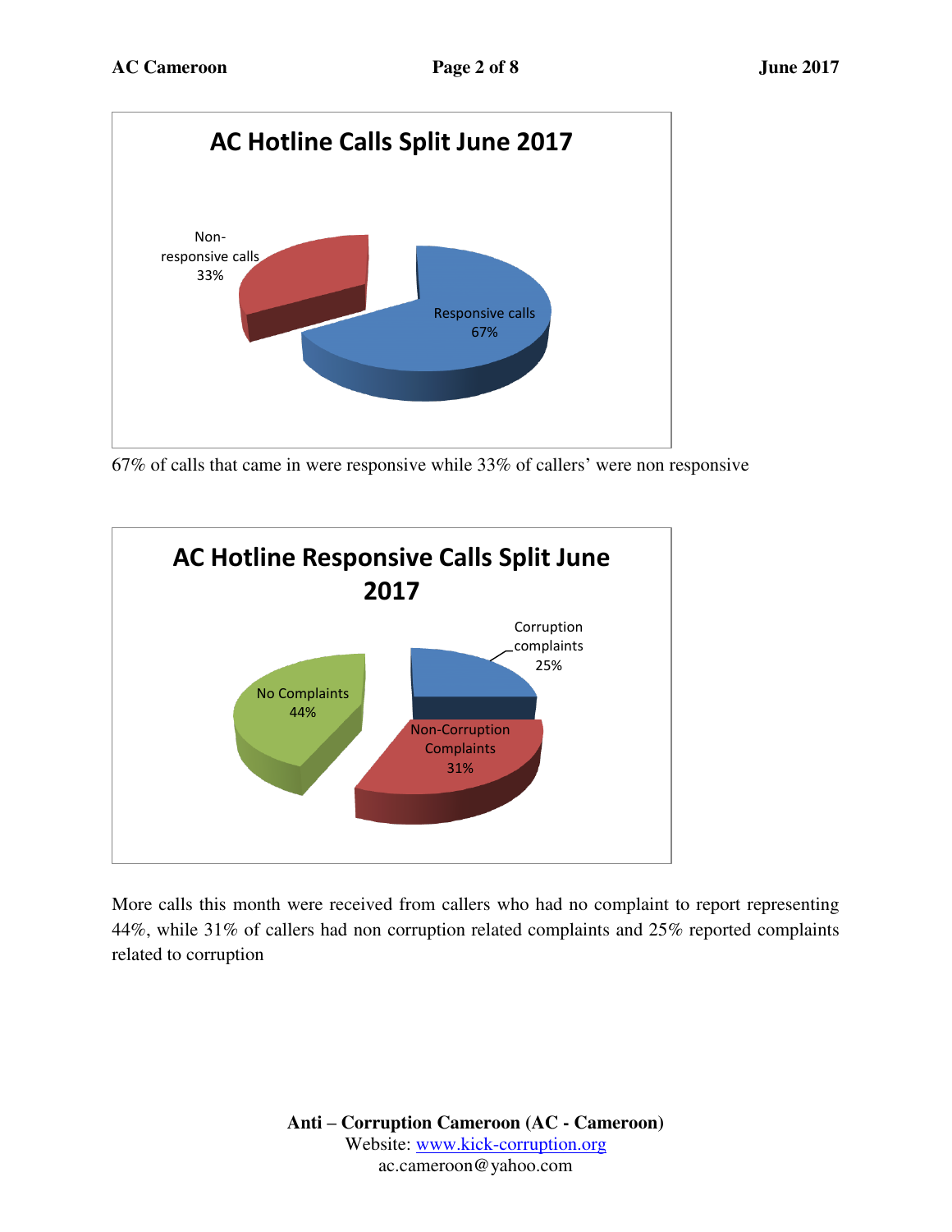**AC Hotline Calls Split June 2017**

- Non-responsive calls: 33%
- Responsive calls: 67%

67% of calls that came in were responsive while 33% of callers' were non responsive

**AC Hotline Responsive Calls Split June 2017**

- Corruption complaints: 25%
- Non-Corruption Complaints: 31%
- No Complaints: 44%

More calls this month were received from callers who had no complaint to report representing 44%, while 31% of callers had non corruption related complaints and 25% reported complaints related to corruption

**Anti – Corruption Cameroon (AC - Cameroon)**
Website: www.kick-corruption.org
ac.cameroon@yahoo.com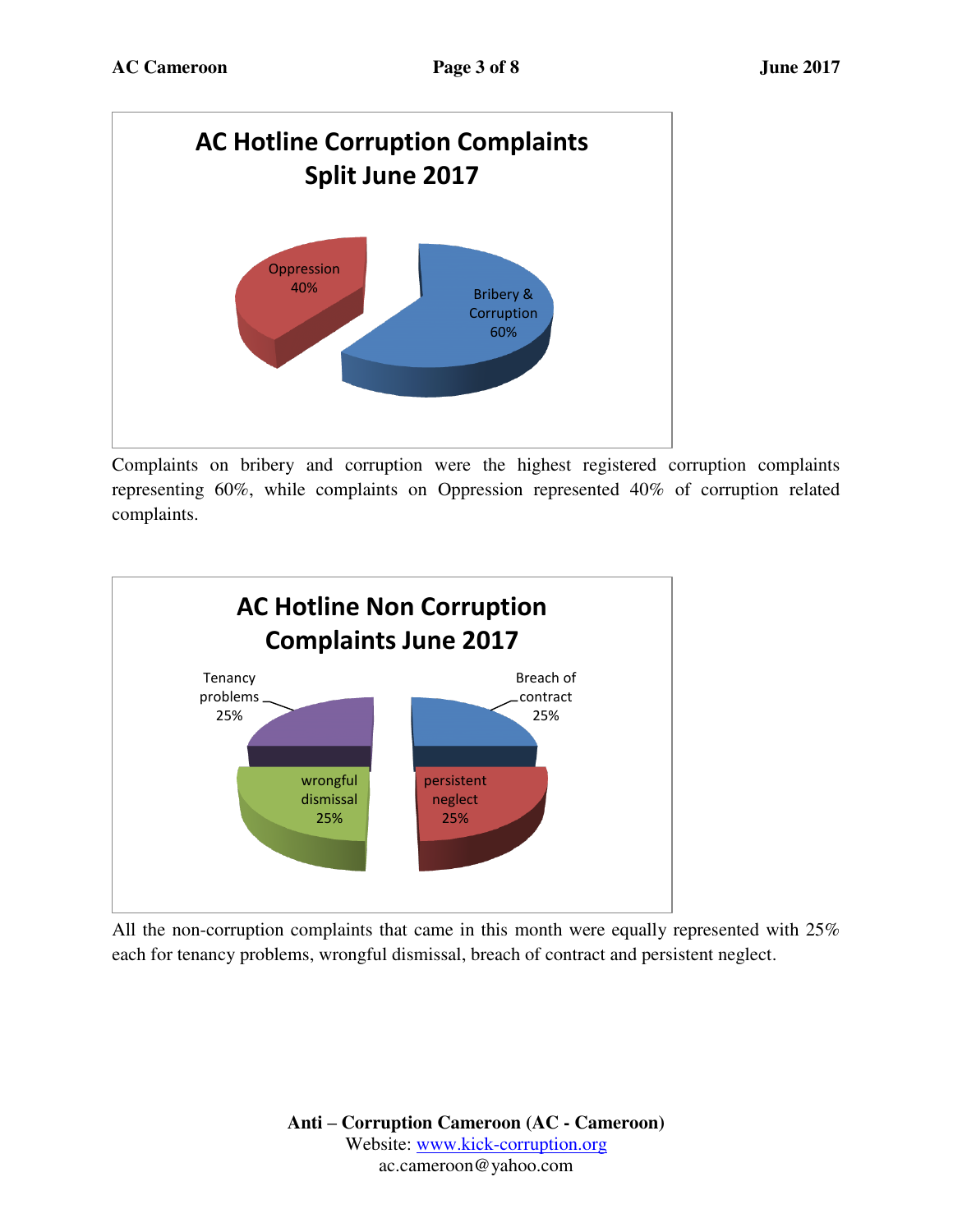**AC Hotline Corruption Complaints Split June 2017**

| Category | Percentage |
|---|---|
| Oppression | 40% |
| Bribery & Corruption | 60% |

Complaints on bribery and corruption were the highest registered corruption complaints representing 60%, while complaints on Oppression represented 40% of corruption related complaints.

**AC Hotline Non Corruption Complaints June 2017**

| Category | Percentage |
|---|---|
| Tenancy problems | 25% |
| Breach of contract | 25% |
| wrongful dismissal | 25% |
| persistent neglect | 25% |

All the non-corruption complaints that came in this month were equally represented with 25% each for tenancy problems, wrongful dismissal, breach of contract and persistent neglect.

**Anti – Corruption Cameroon (AC - Cameroon)**
Website: www.kick-corruption.org
ac.cameroon@yahoo.com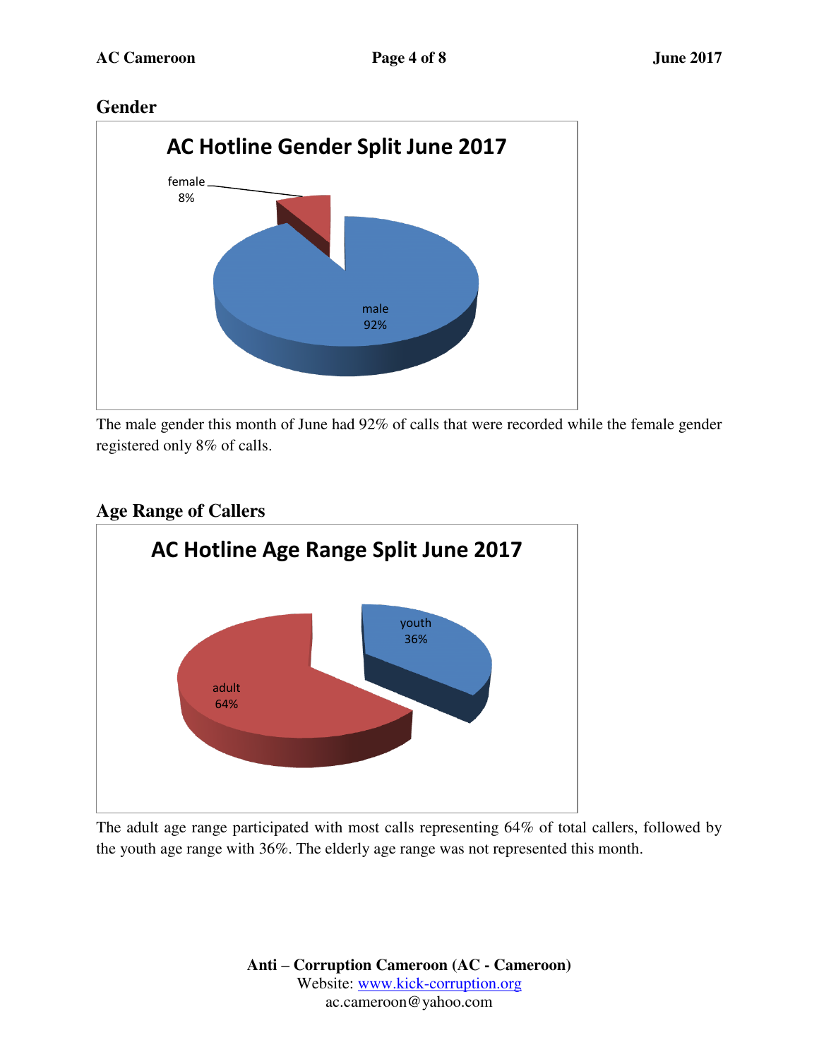## Gender

**AC Hotline Gender Split June 2017**

female 8%

male 92%

The male gender this month of June had 92% of calls that were recorded while the female gender registered only 8% of calls.

## Age Range of Callers

**AC Hotline Age Range Split June 2017**

youth 36%

adult 64%

The adult age range participated with most calls representing 64% of total callers, followed by the youth age range with 36%. The elderly age range was not represented this month.

**Anti – Corruption Cameroon (AC - Cameroon)**
Website: www.kick-corruption.org
ac.cameroon@yahoo.com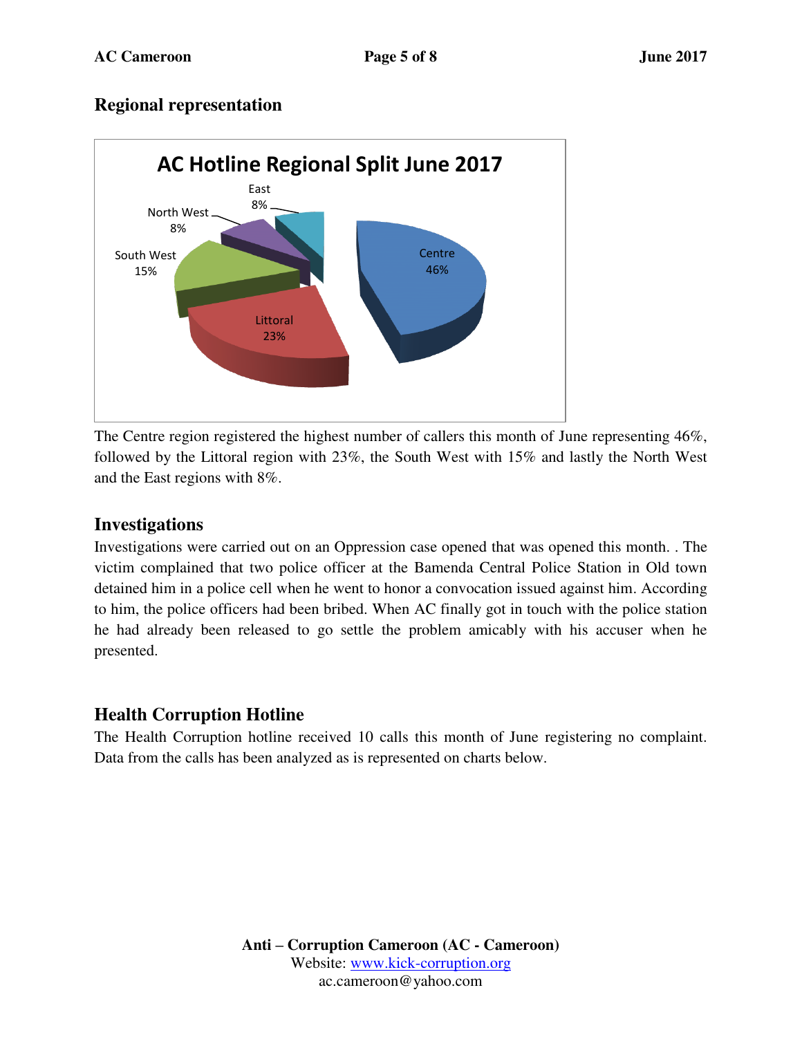## Regional representation

**AC Hotline Regional Split June 2017**

East 8%
North West 8%
South West 15%
Littoral 23%
Centre 46%

The Centre region registered the highest number of callers this month of June representing 46%, followed by the Littoral region with 23%, the South West with 15% and lastly the North West and the East regions with 8%.

## Investigations

Investigations were carried out on an Oppression case opened that was opened this month. . The victim complained that two police officer at the Bamenda Central Police Station in Old town detained him in a police cell when he went to honor a convocation issued against him. According to him, the police officers had been bribed. When AC finally got in touch with the police station he had already been released to go settle the problem amicably with his accuser when he presented.

## Health Corruption Hotline

The Health Corruption hotline received 10 calls this month of June registering no complaint. Data from the calls has been analyzed as is represented on charts below.

**Anti – Corruption Cameroon (AC - Cameroon)**
Website: www.kick-corruption.org
ac.cameroon@yahoo.com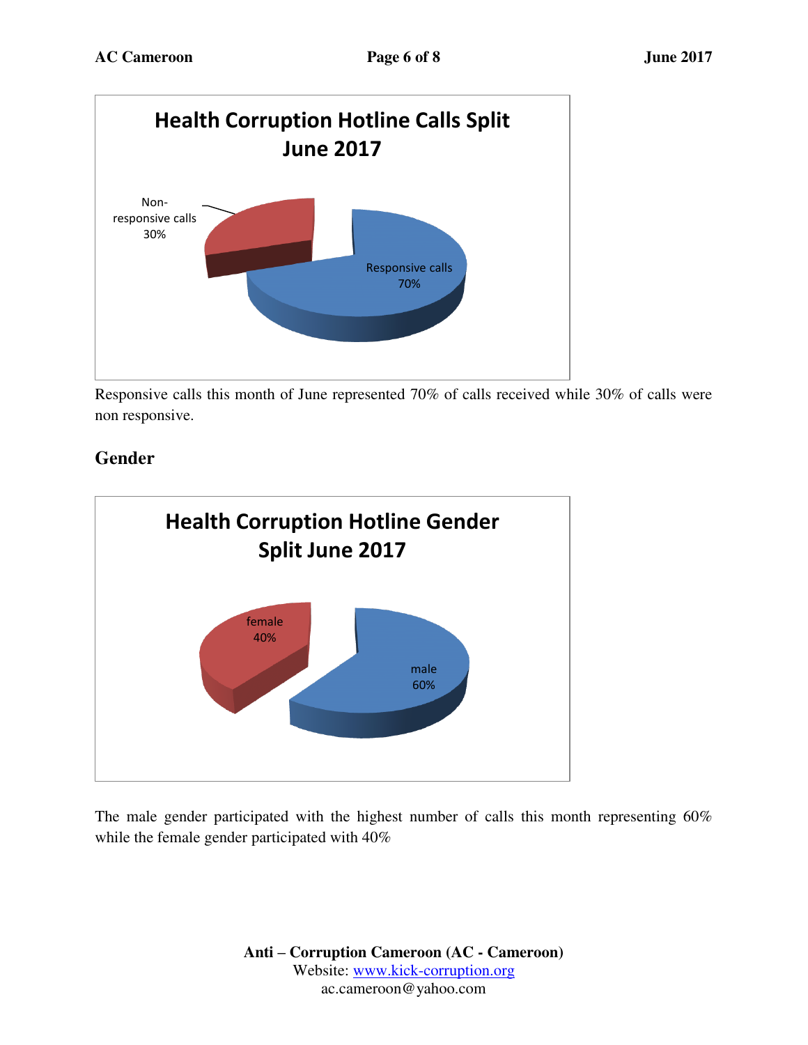**Health Corruption Hotline Calls Split June 2017**

Non-responsive calls 30%

Responsive calls 70%

Responsive calls this month of June represented 70% of calls received while 30% of calls were non responsive.

## Gender

**Health Corruption Hotline Gender Split June 2017**

female 40%

male 60%

The male gender participated with the highest number of calls this month representing 60% while the female gender participated with 40%

**Anti – Corruption Cameroon (AC - Cameroon)**
Website: www.kick-corruption.org
ac.cameroon@yahoo.com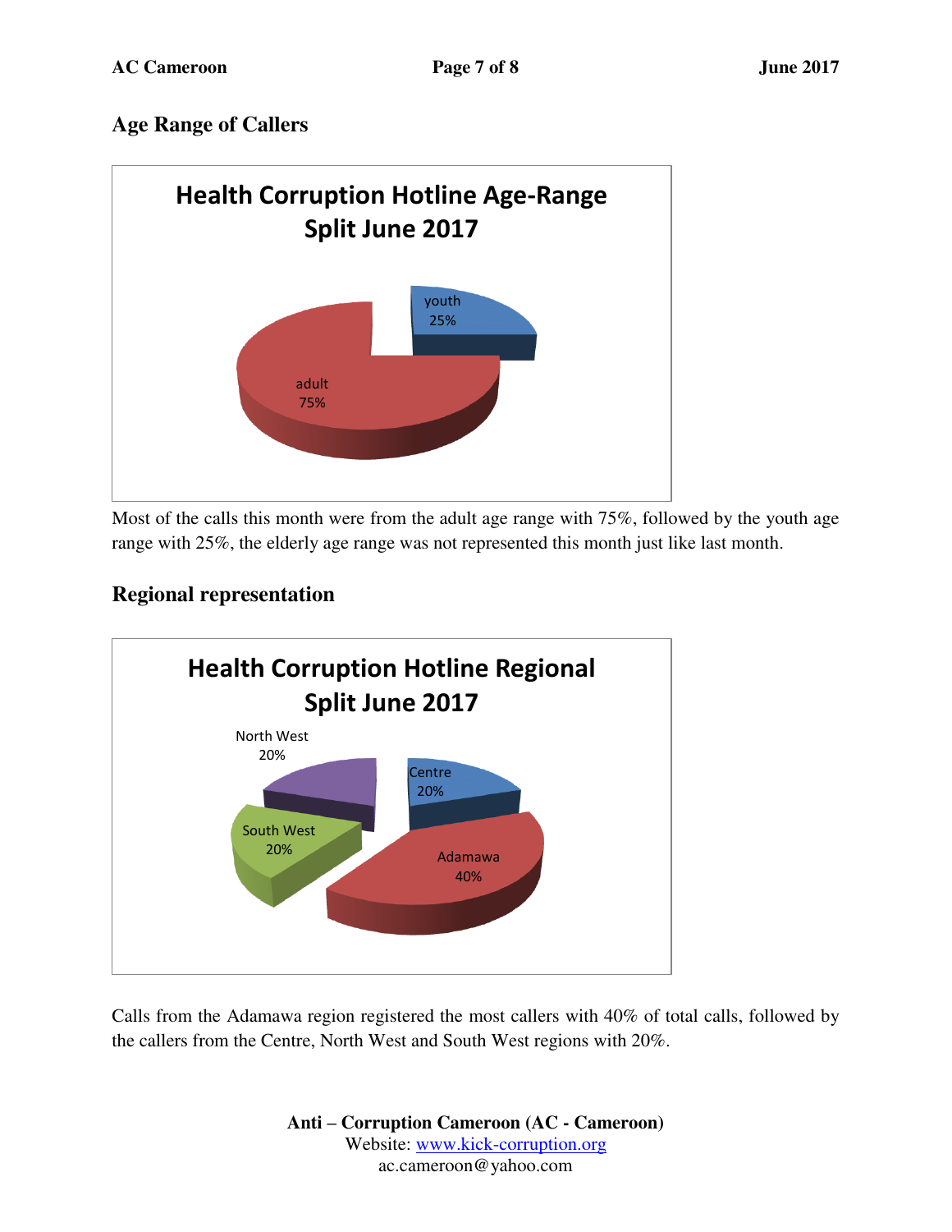## Age Range of Callers

Health Corruption Hotline Age-Range Split June 2017

youth 25%

adult 75%

Most of the calls this month were from the adult age range with 75%, followed by the youth age range with 25%, the elderly age range was not represented this month just like last month.

## Regional representation

Health Corruption Hotline Regional Split June 2017

North West 20%

Centre 20%

South West 20%

Adamawa 40%

Calls from the Adamawa region registered the most callers with 40% of total calls, followed by the callers from the Centre, North West and South West regions with 20%.

**Anti – Corruption Cameroon (AC - Cameroon)**
Website: www.kick-corruption.org
ac.cameroon@yahoo.com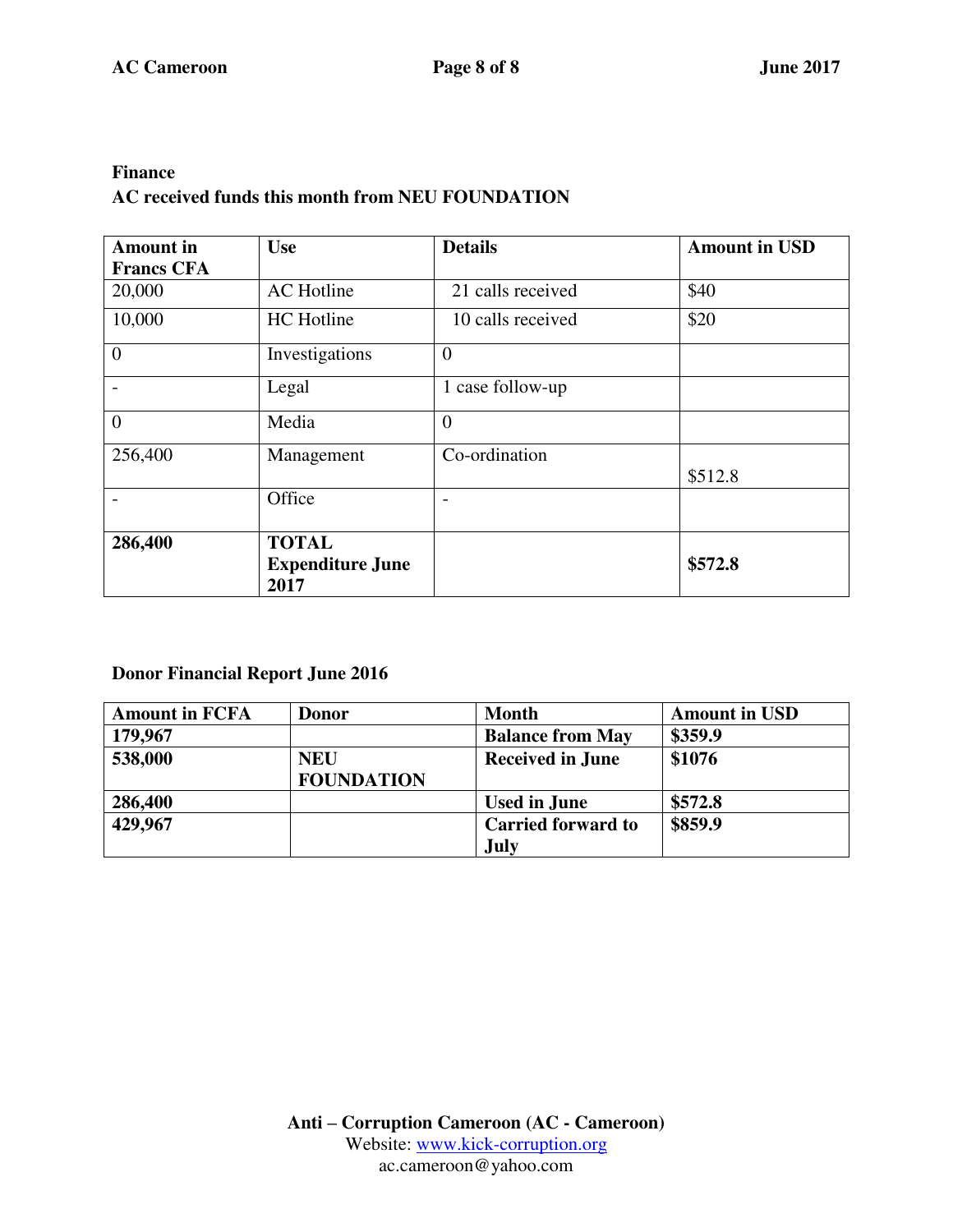**Finance**

**AC received funds this month from NEU FOUNDATION**

| Amount in Francs CFA | Use | Details | Amount in USD |
|---|---|---|---|
| 20,000 | AC Hotline | 21 calls received | $40 |
| 10,000 | HC Hotline | 10 calls received | $20 |
| 0 | Investigations | 0 | |
| - | Legal | 1 case follow-up | |
| 0 | Media | 0 | |
| 256,400 | Management | Co-ordination | $512.8 |
| - | Office | - | |
| **286,400** | **TOTAL Expenditure June 2017** | | **$572.8** |

**Donor Financial Report June 2016**

| Amount in FCFA | Donor | Month | Amount in USD |
|---|---|---|---|
| **179,967** | | **Balance from May** | **$359.9** |
| **538,000** | **NEU FOUNDATION** | **Received in June** | **$1076** |
| **286,400** | | **Used in June** | **$572.8** |
| **429,967** | | **Carried forward to July** | **$859.9** |

**Anti – Corruption Cameroon (AC - Cameroon)**
Website: www.kick-corruption.org
ac.cameroon@yahoo.com